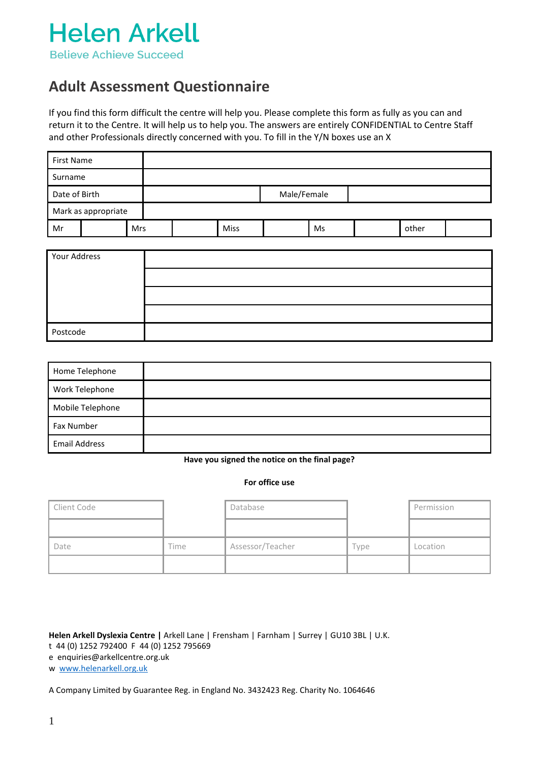# Helen Arkell

Believe Achieve Succeed

## Adult Assessment Questionnaire

If you find this form difficult the centre will help you. Please complete this form as fully as you can and return it to the Centre. It will help us to help you. The answers are entirely CONFIDENTIAL to Centre Staff and other Professionals directly concerned with you. To fill in the Y/N boxes use an X

| | | | | | | | | | |
|---|---|---|---|---|---|---|---|---|---|
| First Name | | | | | | | | | |
| Surname | | | | | | | | | |
| Date of Birth | | | | Male/Female | | | | | |
| Mark as appropriate | | | | | | | | | |
| Mr | | Mrs | | Miss | | Ms | | other | |

| | |
|---|---|
| Your Address | |
| | |
| | |
| | |
| Postcode | |

| | |
|---|---|
| Home Telephone | |
| Work Telephone | |
| Mobile Telephone | |
| Fax Number | |
| Email Address | |

**Have you signed the notice on the final page?**

**For office use**

| | | | | |
|---|---|---|---|---|
| Client Code | | Database | | Permission |
| | | | | |
| Date | Time | Assessor/Teacher | Type | Location |
| | | | | |

**Helen Arkell Dyslexia Centre |** Arkell Lane | Frensham | Farnham | Surrey | GU10 3BL | U.K.
t 44 (0) 1252 792400 F 44 (0) 1252 795669
e enquiries@arkellcentre.org.uk
w www.helenarkell.org.uk

A Company Limited by Guarantee Reg. in England No. 3432423 Reg. Charity No. 1064646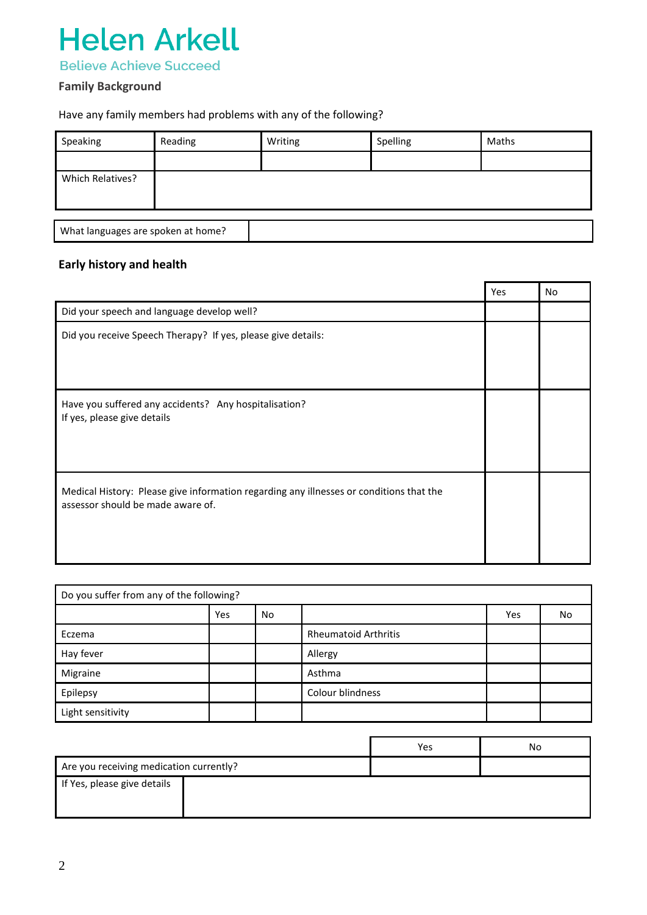# Helen Arkell

Believe Achieve Succeed

**Family Background**

Have any family members had problems with any of the following?

| Speaking | Reading | Writing | Spelling | Maths |
|---|---|---|---|---|
| | | | | |
| Which Relatives? | | | | |

| What languages are spoken at home? | |
|---|---|

## Early history and health

| | Yes | No |
|---|---|---|
| Did your speech and language develop well? | | |
| Did you receive Speech Therapy? If yes, please give details: | | |
| Have you suffered any accidents? Any hospitalisation?<br>If yes, please give details | | |
| Medical History: Please give information regarding any illnesses or conditions that the assessor should be made aware of. | | |

| Do you suffer from any of the following? | | | | | |
|---|---|---|---|---|---|
| | Yes | No | | Yes | No |
| Eczema | | | Rheumatoid Arthritis | | |
| Hay fever | | | Allergy | | |
| Migraine | | | Asthma | | |
| Epilepsy | | | Colour blindness | | |
| Light sensitivity | | | | | |

| | Yes | No |
|---|---|---|
| Are you receiving medication currently? | | |
| If Yes, please give details | | |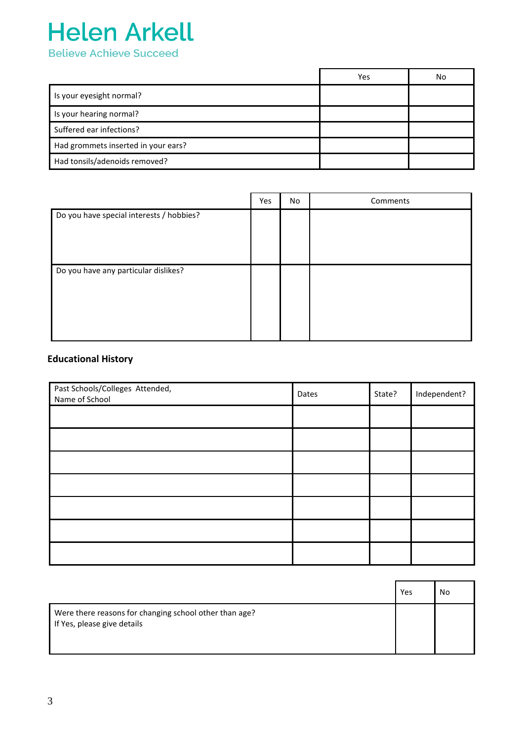# Helen Arkell

Believe Achieve Succeed

| | Yes | No |
|---|---|---|
| Is your eyesight normal? | | |
| Is your hearing normal? | | |
| Suffered ear infections? | | |
| Had grommets inserted in your ears? | | |
| Had tonsils/adenoids removed? | | |

| | Yes | No | Comments |
|---|---|---|---|
| Do you have special interests / hobbies? | | | |
| Do you have any particular dislikes? | | | |

**Educational History**

| Past Schools/Colleges Attended, Name of School | Dates | State? | Independent? |
|---|---|---|---|
| | | | |
| | | | |
| | | | |
| | | | |
| | | | |
| | | | |
| | | | |

| | Yes | No |
|---|---|---|
| Were there reasons for changing school other than age? If Yes, please give details | | |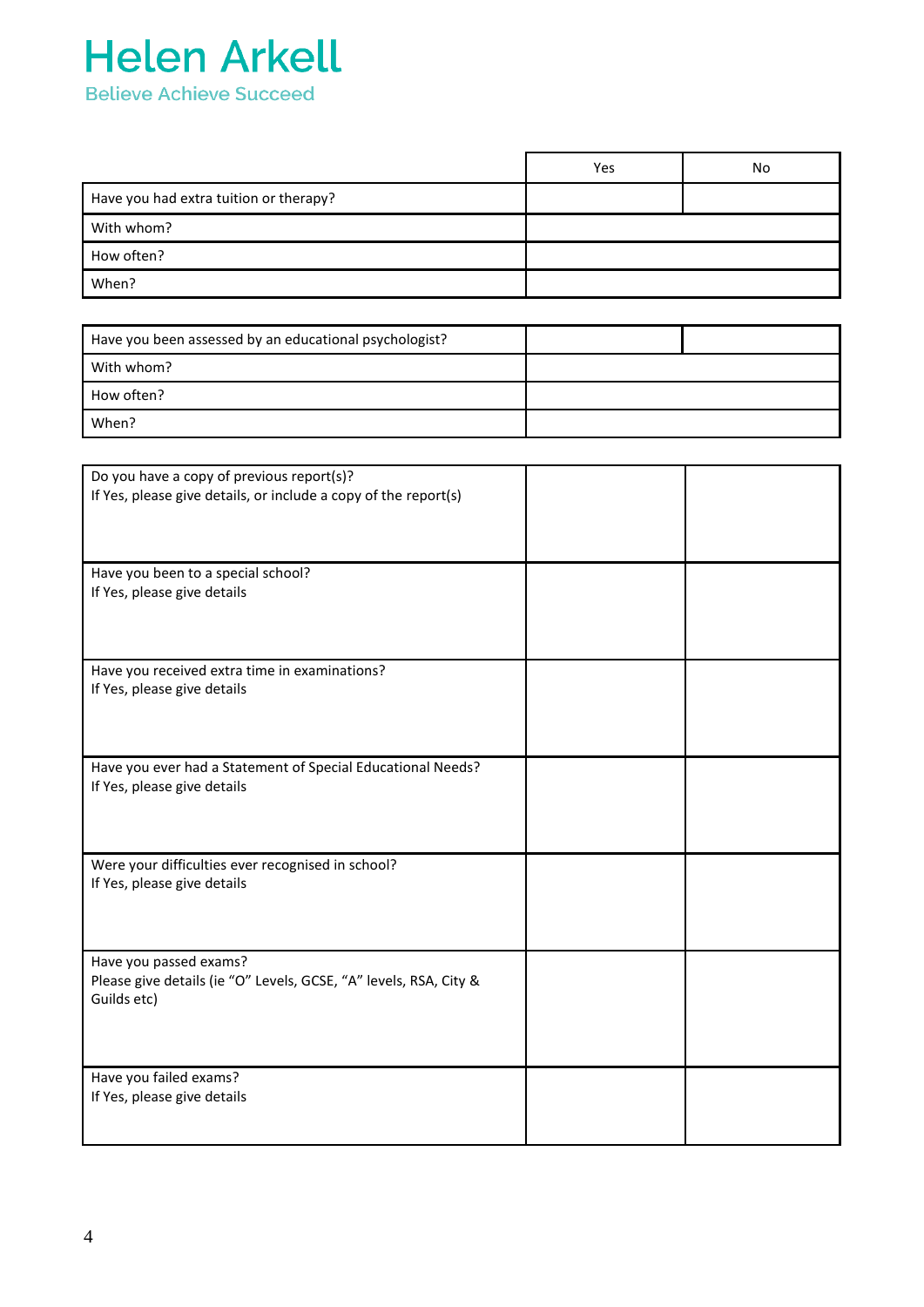# Helen Arkell

Believe Achieve Succeed

| | Yes | No |
|---|---|---|
| Have you had extra tuition or therapy? | | |
| With whom? | | |
| How often? | | |
| When? | | |

| | | |
|---|---|---|
| Have you been assessed by an educational psychologist? | | |
| With whom? | | |
| How often? | | |
| When? | | |

| | | |
|---|---|---|
| Do you have a copy of previous report(s)?<br>If Yes, please give details, or include a copy of the report(s) | | |
| Have you been to a special school?<br>If Yes, please give details | | |
| Have you received extra time in examinations?<br>If Yes, please give details | | |
| Have you ever had a Statement of Special Educational Needs?<br>If Yes, please give details | | |
| Were your difficulties ever recognised in school?<br>If Yes, please give details | | |
| Have you passed exams?<br>Please give details (ie "O" Levels, GCSE, "A" levels, RSA, City & Guilds etc) | | |
| Have you failed exams?<br>If Yes, please give details | | |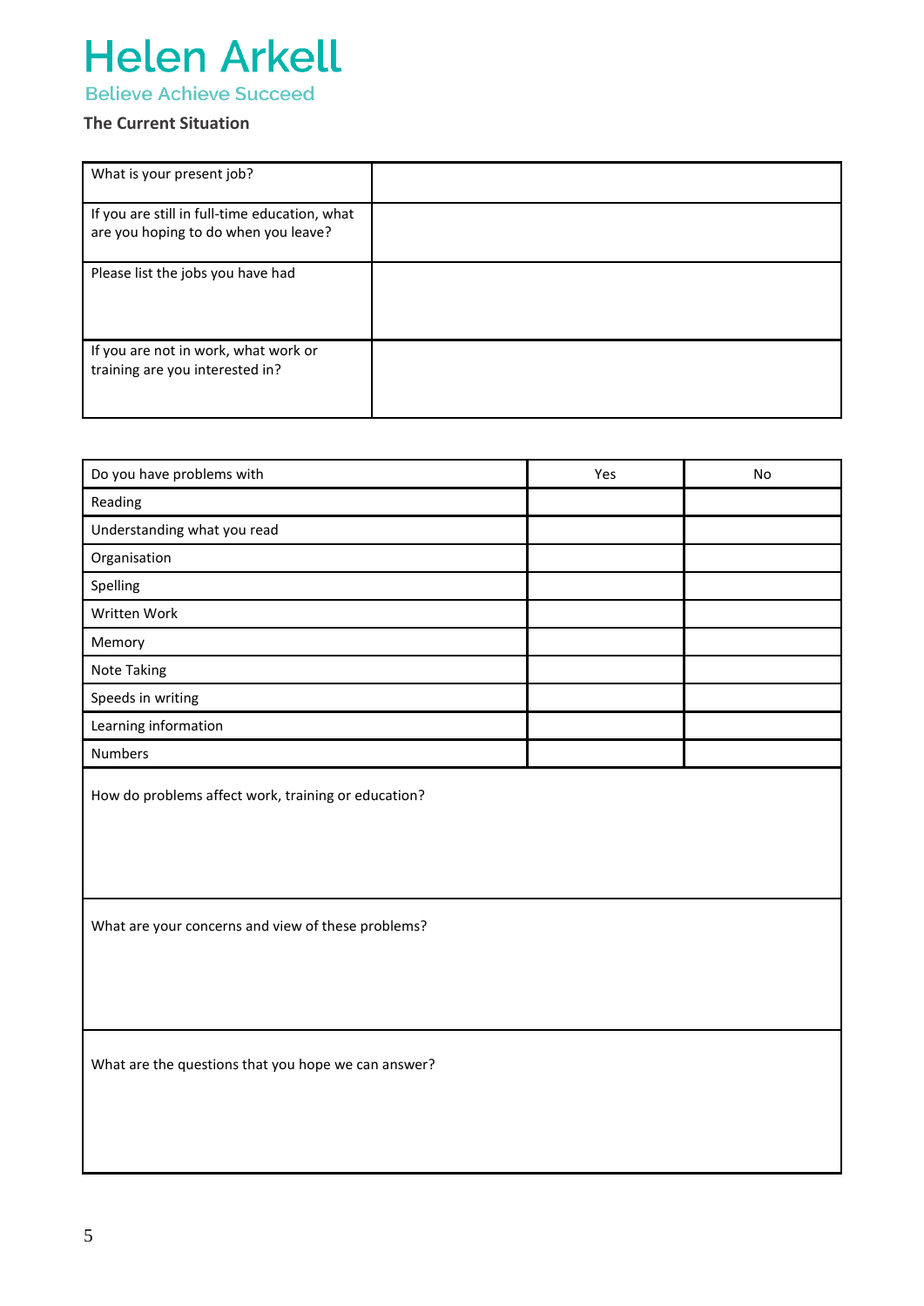# Helen Arkell

Believe Achieve Succeed

**The Current Situation**

| What is your present job? | |
|---|---|
| If you are still in full-time education, what are you hoping to do when you leave? | |
| Please list the jobs you have had | |
| If you are not in work, what work or training are you interested in? | |

| Do you have problems with | Yes | No |
|---|---|---|
| Reading | | |
| Understanding what you read | | |
| Organisation | | |
| Spelling | | |
| Written Work | | |
| Memory | | |
| Note Taking | | |
| Speeds in writing | | |
| Learning information | | |
| Numbers | | |

| How do problems affect work, training or education? |
|---|
| |

| What are your concerns and view of these problems? |
|---|
| |

| What are the questions that you hope we can answer? |
|---|
| |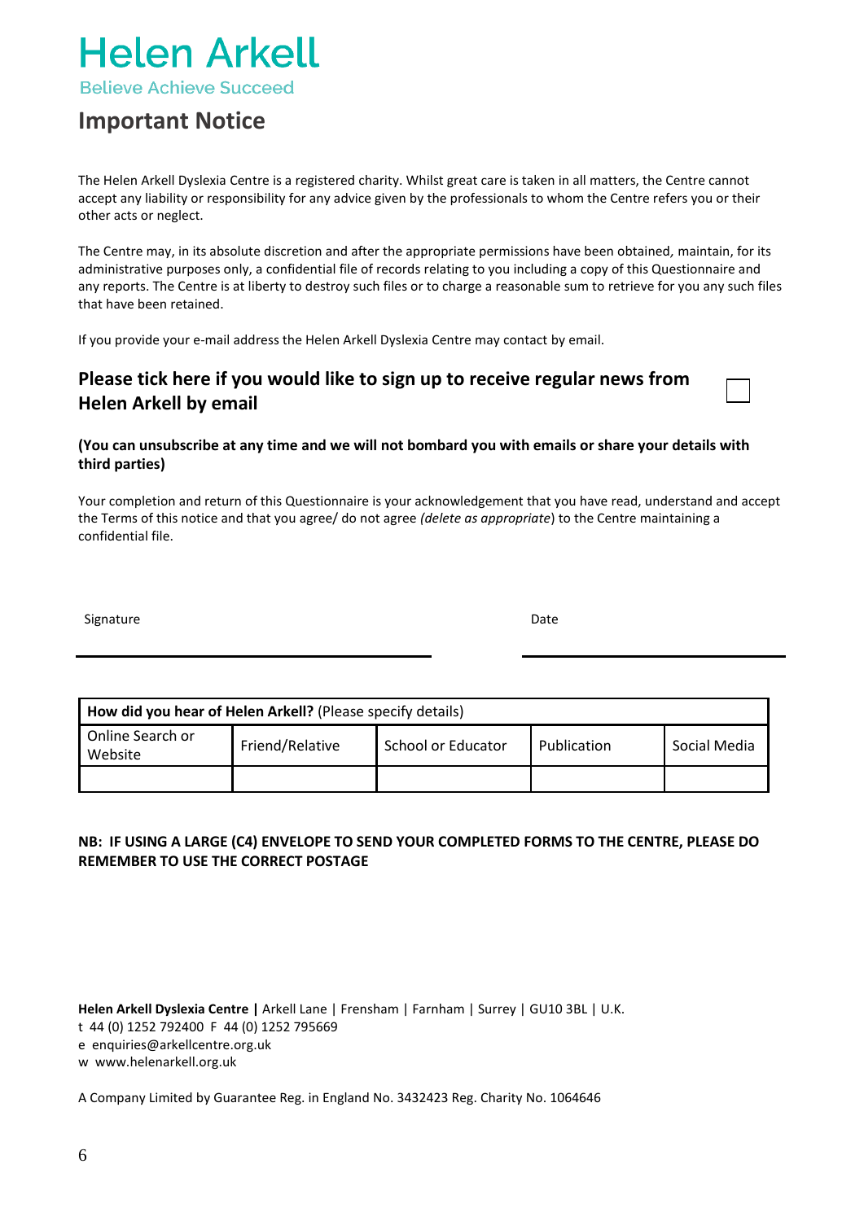# Helen Arkell

Believe Achieve Succeed

## Important Notice

The Helen Arkell Dyslexia Centre is a registered charity. Whilst great care is taken in all matters, the Centre cannot accept any liability or responsibility for any advice given by the professionals to whom the Centre refers you or their other acts or neglect.

The Centre may, in its absolute discretion and after the appropriate permissions have been obtained, maintain, for its administrative purposes only, a confidential file of records relating to you including a copy of this Questionnaire and any reports. The Centre is at liberty to destroy such files or to charge a reasonable sum to retrieve for you any such files that have been retained.

If you provide your e-mail address the Helen Arkell Dyslexia Centre may contact by email.

### Please tick here if you would like to sign up to receive regular news from Helen Arkell by email ☐

**(You can unsubscribe at any time and we will not bombard you with emails or share your details with third parties)**

Your completion and return of this Questionnaire is your acknowledgement that you have read, understand and accept the Terms of this notice and that you agree/ do not agree *(delete as appropriate)* to the Centre maintaining a confidential file.

Signature \_\_\_\_\_\_\_\_\_\_\_\_\_\_\_\_\_\_\_\_\_\_\_\_\_\_\_\_ Date \_\_\_\_\_\_\_\_\_\_\_\_\_\_\_\_\_\_\_\_

| **How did you hear of Helen Arkell?** (Please specify details) | | | | |
|---|---|---|---|---|
| Online Search or Website | Friend/Relative | School or Educator | Publication | Social Media |
| | | | | |

**NB: IF USING A LARGE (C4) ENVELOPE TO SEND YOUR COMPLETED FORMS TO THE CENTRE, PLEASE DO REMEMBER TO USE THE CORRECT POSTAGE**

**Helen Arkell Dyslexia Centre |** Arkell Lane | Frensham | Farnham | Surrey | GU10 3BL | U.K.
t 44 (0) 1252 792400 F 44 (0) 1252 795669
e enquiries@arkellcentre.org.uk
w www.helenarkell.org.uk

A Company Limited by Guarantee Reg. in England No. 3432423 Reg. Charity No. 1064646